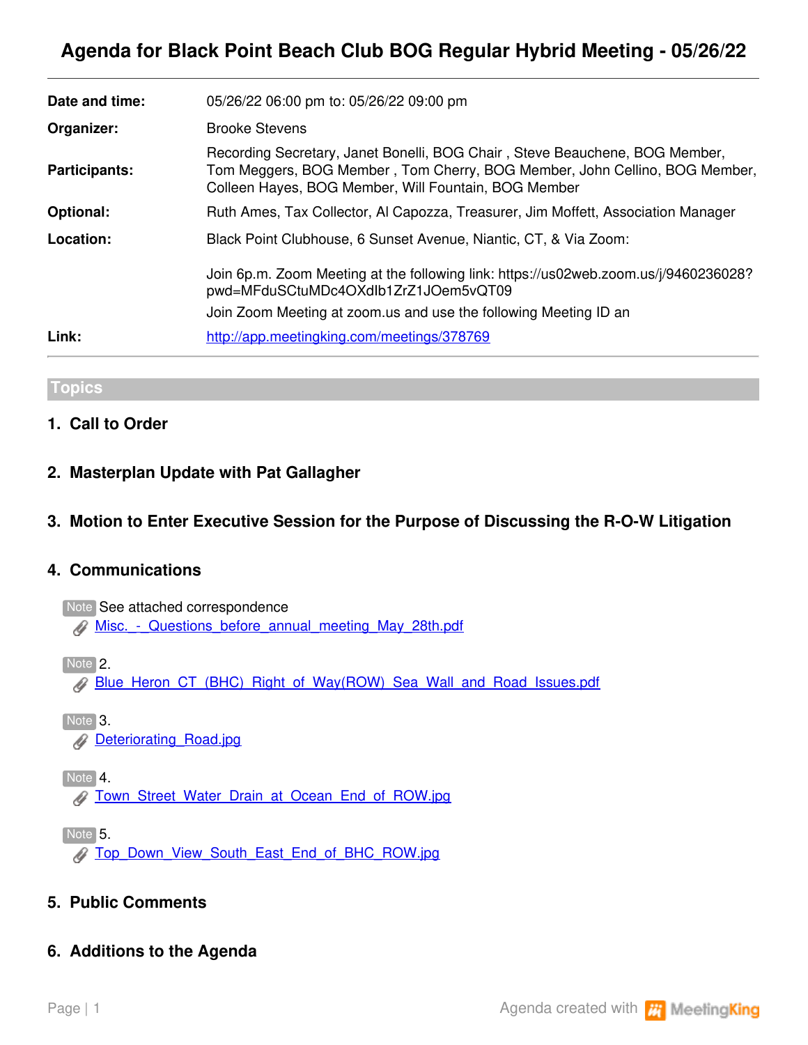# Agenda for Black Point Beach Club BOG Regular Hybrid Meeting - 05/26/22

| | |
|---|---|
| **Date and time:** | 05/26/22 06:00 pm to: 05/26/22 09:00 pm |
| **Organizer:** | Brooke Stevens |
| **Participants:** | Recording Secretary, Janet Bonelli, BOG Chair , Steve Beauchene, BOG Member, Tom Meggers, BOG Member , Tom Cherry, BOG Member, John Cellino, BOG Member, Colleen Hayes, BOG Member, Will Fountain, BOG Member |
| **Optional:** | Ruth Ames, Tax Collector, Al Capozza, Treasurer, Jim Moffett, Association Manager |
| **Location:** | Black Point Clubhouse, 6 Sunset Avenue, Niantic, CT, & Via Zoom:<br><br>Join 6p.m. Zoom Meeting at the following link: https://us02web.zoom.us/j/9460236028?pwd=MFduSCtuMDc4OXdIb1ZrZ1JOem5vQT09<br>Join Zoom Meeting at zoom.us and use the following Meeting ID an |
| **Link:** | http://app.meetingking.com/meetings/378769 |

## Topics

### 1. Call to Order

### 2. Masterplan Update with Pat Gallagher

### 3. Motion to Enter Executive Session for the Purpose of Discussing the R-O-W Litigation

### 4. Communications

Note See attached correspondence
- Misc._-_Questions_before_annual_meeting_May_28th.pdf

Note 2.
- Blue_Heron_CT_(BHC)_Right_of_Way(ROW)_Sea_Wall_and_Road_Issues.pdf

Note 3.
- Deteriorating_Road.jpg

Note 4.
- Town_Street_Water_Drain_at_Ocean_End_of_ROW.jpg

Note 5.
- Top_Down_View_South_East_End_of_BHC_ROW.jpg

### 5. Public Comments

### 6. Additions to the Agenda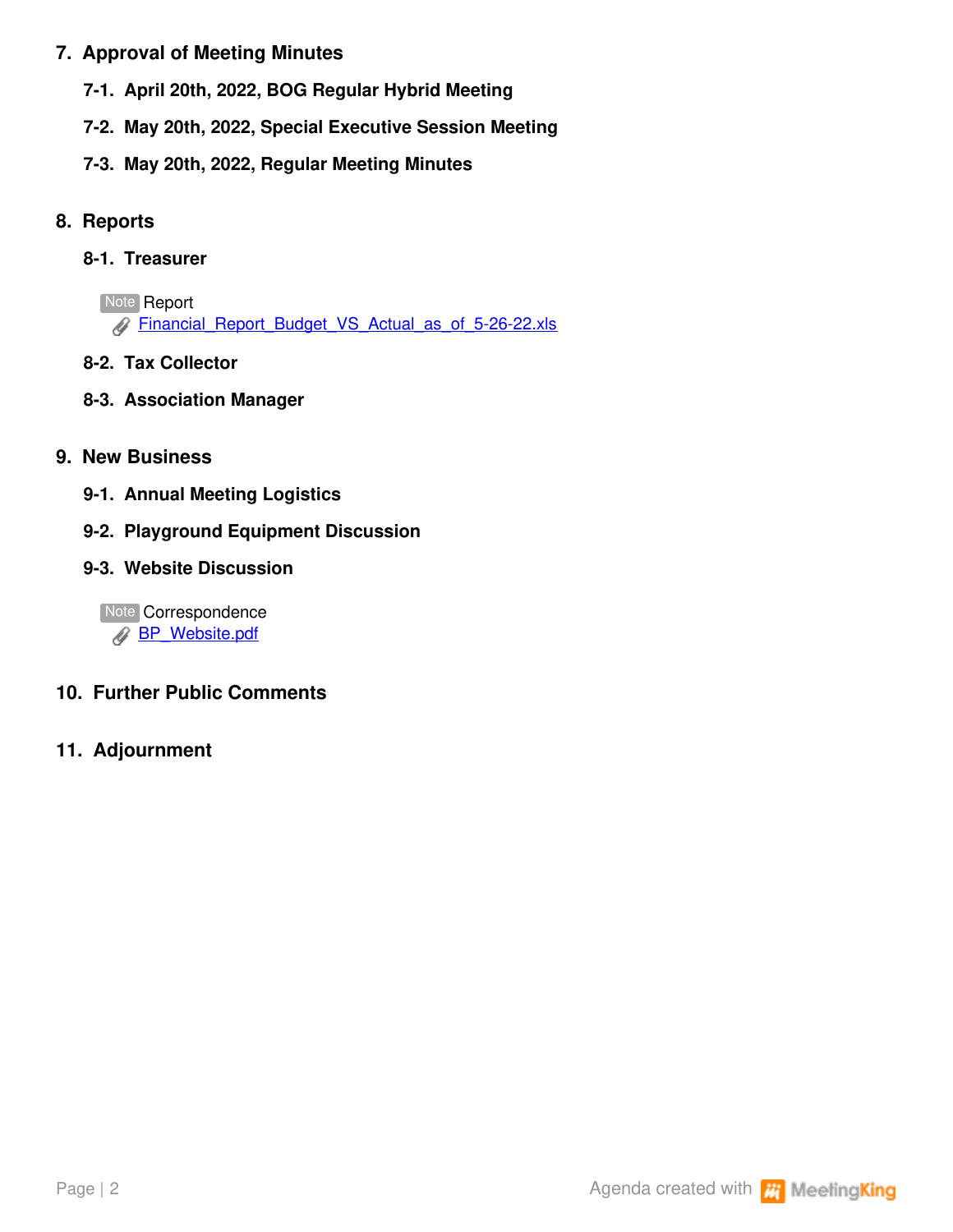## 7. Approval of Meeting Minutes

### 7-1. April 20th, 2022, BOG Regular Hybrid Meeting

### 7-2. May 20th, 2022, Special Executive Session Meeting

### 7-3. May 20th, 2022, Regular Meeting Minutes

## 8. Reports

### 8-1. Treasurer

Note Report
Financial_Report_Budget_VS_Actual_as_of_5-26-22.xls

### 8-2. Tax Collector

### 8-3. Association Manager

## 9. New Business

### 9-1. Annual Meeting Logistics

### 9-2. Playground Equipment Discussion

### 9-3. Website Discussion

Note Correspondence
BP_Website.pdf

## 10. Further Public Comments

## 11. Adjournment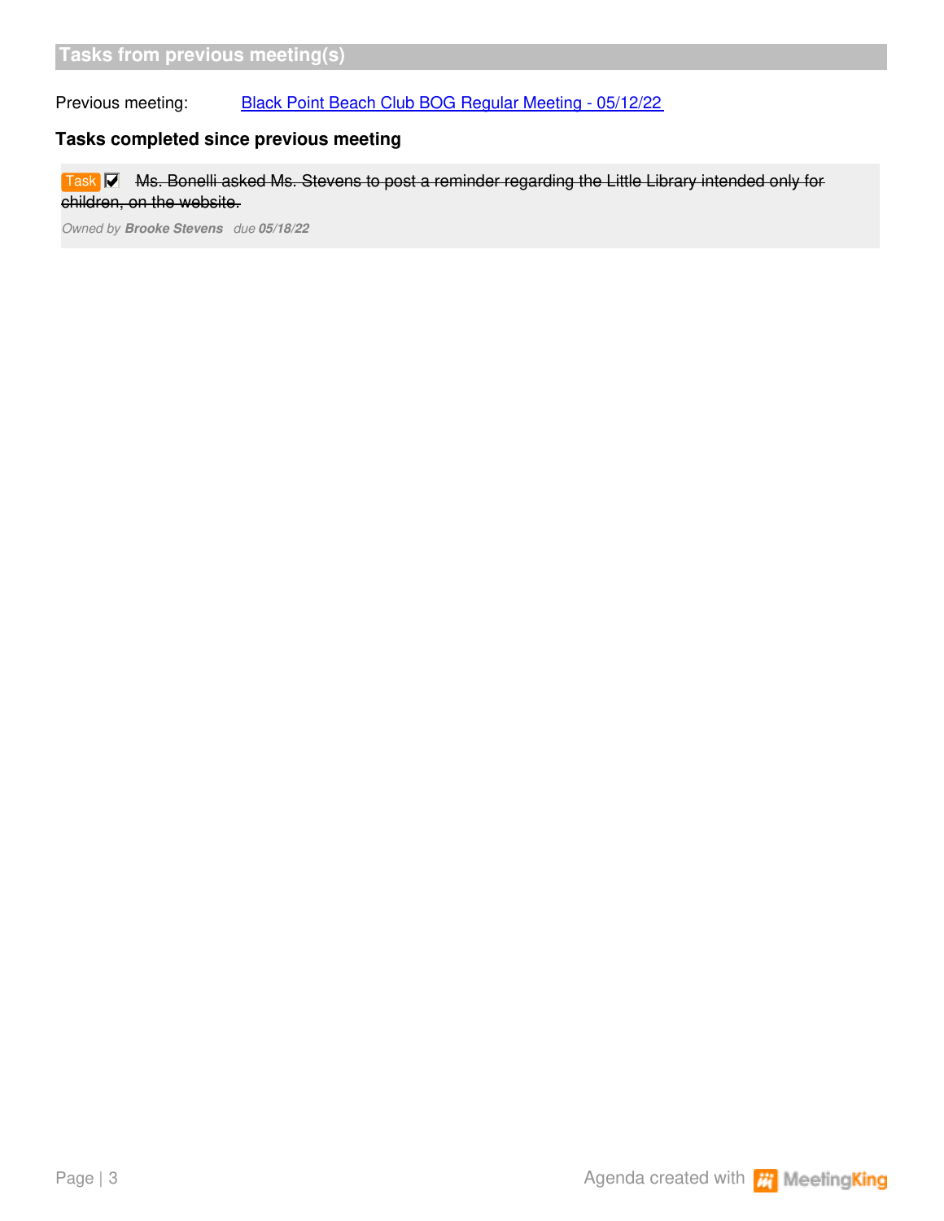## Tasks from previous meeting(s)

Previous meeting: [Black Point Beach Club BOG Regular Meeting - 05/12/22]

### Tasks completed since previous meeting

Task ☑ ~~Ms. Bonelli asked Ms. Stevens to post a reminder regarding the Little Library intended only for children, on the website.~~

*Owned by **Brooke Stevens** due **05/18/22***

Agenda created with MeetingKing